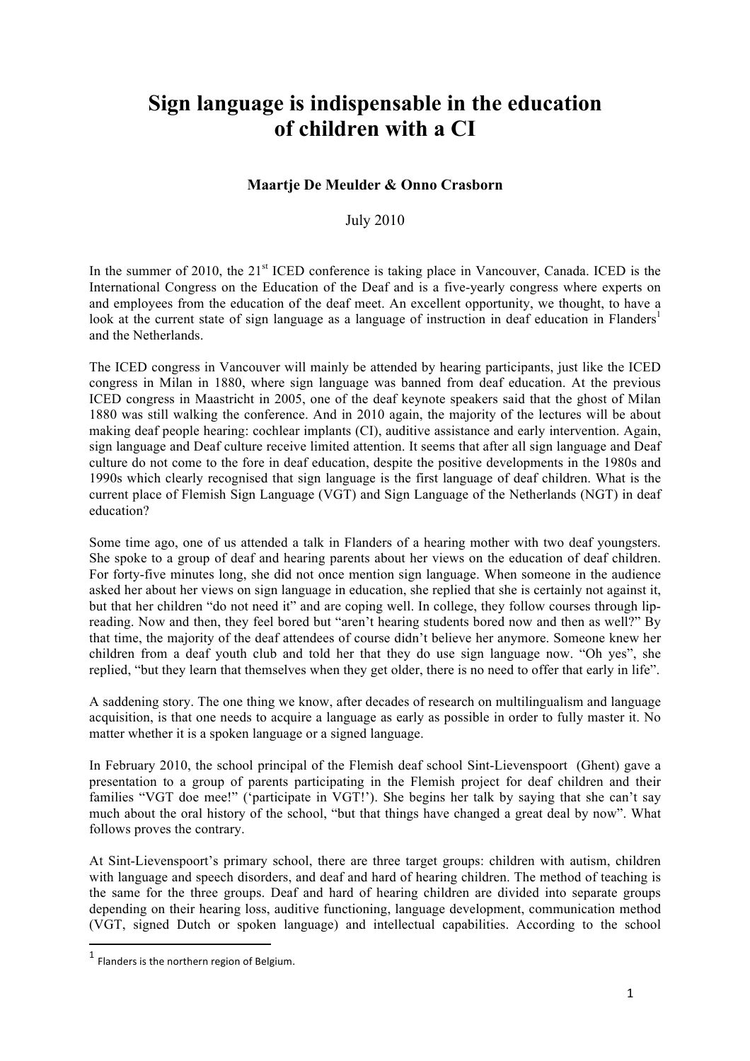# Sign language is indispensable in the education of children with a CI

**Maartje De Meulder & Onno Crasborn**

July 2010

In the summer of 2010, the 21st ICED conference is taking place in Vancouver, Canada. ICED is the International Congress on the Education of the Deaf and is a five-yearly congress where experts on and employees from the education of the deaf meet. An excellent opportunity, we thought, to have a look at the current state of sign language as a language of instruction in deaf education in Flanders[1] and the Netherlands.

The ICED congress in Vancouver will mainly be attended by hearing participants, just like the ICED congress in Milan in 1880, where sign language was banned from deaf education. At the previous ICED congress in Maastricht in 2005, one of the deaf keynote speakers said that the ghost of Milan 1880 was still walking the conference. And in 2010 again, the majority of the lectures will be about making deaf people hearing: cochlear implants (CI), auditive assistance and early intervention. Again, sign language and Deaf culture receive limited attention. It seems that after all sign language and Deaf culture do not come to the fore in deaf education, despite the positive developments in the 1980s and 1990s which clearly recognised that sign language is the first language of deaf children. What is the current place of Flemish Sign Language (VGT) and Sign Language of the Netherlands (NGT) in deaf education?

Some time ago, one of us attended a talk in Flanders of a hearing mother with two deaf youngsters. She spoke to a group of deaf and hearing parents about her views on the education of deaf children. For forty-five minutes long, she did not once mention sign language. When someone in the audience asked her about her views on sign language in education, she replied that she is certainly not against it, but that her children "do not need it" and are coping well. In college, they follow courses through lip-reading. Now and then, they feel bored but "aren't hearing students bored now and then as well?" By that time, the majority of the deaf attendees of course didn't believe her anymore. Someone knew her children from a deaf youth club and told her that they do use sign language now. "Oh yes", she replied, "but they learn that themselves when they get older, there is no need to offer that early in life".

A saddening story. The one thing we know, after decades of research on multilingualism and language acquisition, is that one needs to acquire a language as early as possible in order to fully master it. No matter whether it is a spoken language or a signed language.

In February 2010, the school principal of the Flemish deaf school Sint-Lievenspoort (Ghent) gave a presentation to a group of parents participating in the Flemish project for deaf children and their families "VGT doe mee!" ('participate in VGT!'). She begins her talk by saying that she can't say much about the oral history of the school, "but that things have changed a great deal by now". What follows proves the contrary.

At Sint-Lievenspoort's primary school, there are three target groups: children with autism, children with language and speech disorders, and deaf and hard of hearing children. The method of teaching is the same for the three groups. Deaf and hard of hearing children are divided into separate groups depending on their hearing loss, auditive functioning, language development, communication method (VGT, signed Dutch or spoken language) and intellectual capabilities. According to the school

[1] Flanders is the northern region of Belgium.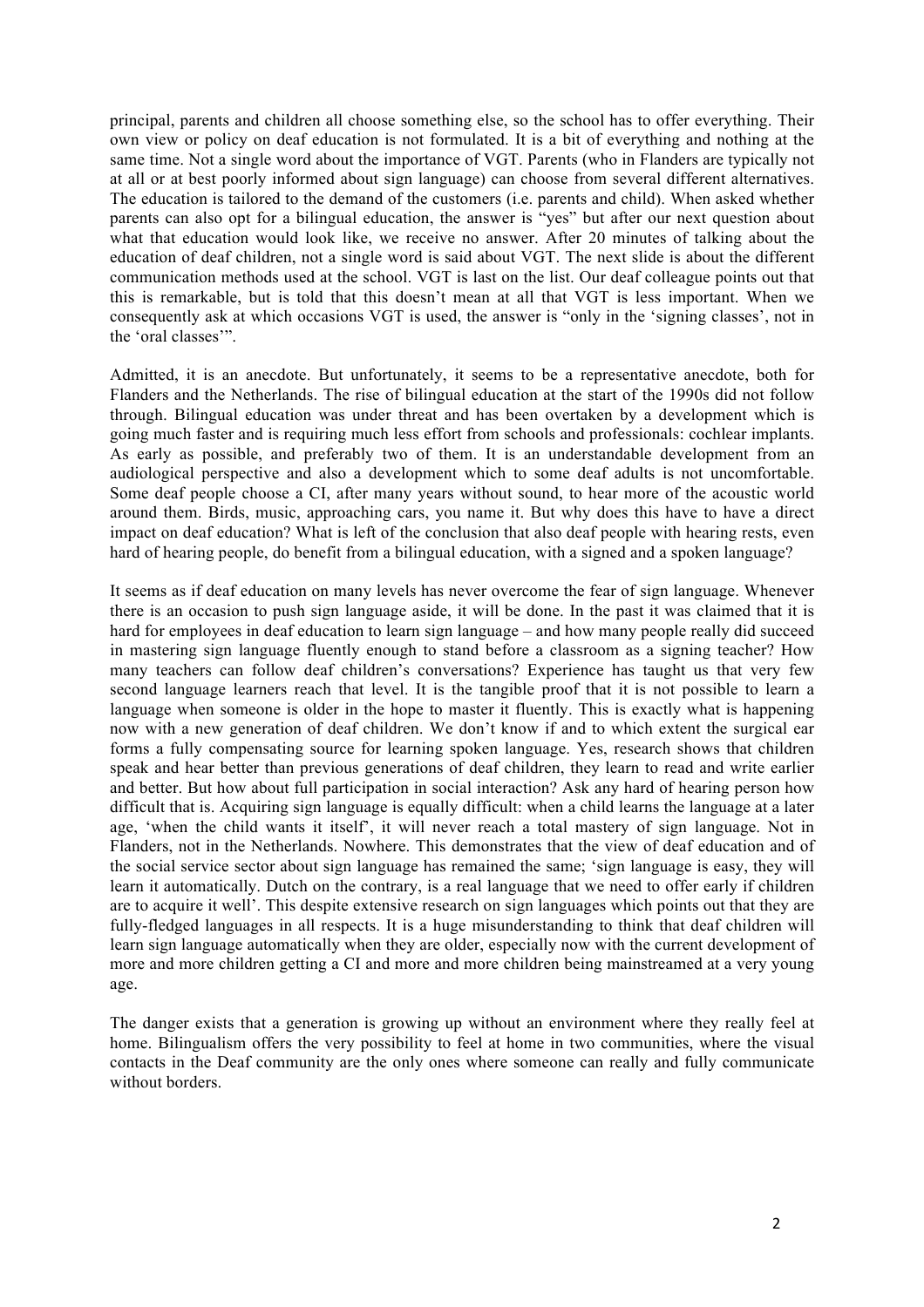principal, parents and children all choose something else, so the school has to offer everything. Their own view or policy on deaf education is not formulated. It is a bit of everything and nothing at the same time. Not a single word about the importance of VGT. Parents (who in Flanders are typically not at all or at best poorly informed about sign language) can choose from several different alternatives. The education is tailored to the demand of the customers (i.e. parents and child). When asked whether parents can also opt for a bilingual education, the answer is "yes" but after our next question about what that education would look like, we receive no answer. After 20 minutes of talking about the education of deaf children, not a single word is said about VGT. The next slide is about the different communication methods used at the school. VGT is last on the list. Our deaf colleague points out that this is remarkable, but is told that this doesn't mean at all that VGT is less important. When we consequently ask at which occasions VGT is used, the answer is "only in the 'signing classes', not in the 'oral classes'".

Admitted, it is an anecdote. But unfortunately, it seems to be a representative anecdote, both for Flanders and the Netherlands. The rise of bilingual education at the start of the 1990s did not follow through. Bilingual education was under threat and has been overtaken by a development which is going much faster and is requiring much less effort from schools and professionals: cochlear implants. As early as possible, and preferably two of them. It is an understandable development from an audiological perspective and also a development which to some deaf adults is not uncomfortable. Some deaf people choose a CI, after many years without sound, to hear more of the acoustic world around them. Birds, music, approaching cars, you name it. But why does this have to have a direct impact on deaf education? What is left of the conclusion that also deaf people with hearing rests, even hard of hearing people, do benefit from a bilingual education, with a signed and a spoken language?

It seems as if deaf education on many levels has never overcome the fear of sign language. Whenever there is an occasion to push sign language aside, it will be done. In the past it was claimed that it is hard for employees in deaf education to learn sign language – and how many people really did succeed in mastering sign language fluently enough to stand before a classroom as a signing teacher? How many teachers can follow deaf children's conversations? Experience has taught us that very few second language learners reach that level. It is the tangible proof that it is not possible to learn a language when someone is older in the hope to master it fluently. This is exactly what is happening now with a new generation of deaf children. We don't know if and to which extent the surgical ear forms a fully compensating source for learning spoken language. Yes, research shows that children speak and hear better than previous generations of deaf children, they learn to read and write earlier and better. But how about full participation in social interaction? Ask any hard of hearing person how difficult that is. Acquiring sign language is equally difficult: when a child learns the language at a later age, 'when the child wants it itself', it will never reach a total mastery of sign language. Not in Flanders, not in the Netherlands. Nowhere. This demonstrates that the view of deaf education and of the social service sector about sign language has remained the same; 'sign language is easy, they will learn it automatically. Dutch on the contrary, is a real language that we need to offer early if children are to acquire it well'. This despite extensive research on sign languages which points out that they are fully-fledged languages in all respects. It is a huge misunderstanding to think that deaf children will learn sign language automatically when they are older, especially now with the current development of more and more children getting a CI and more and more children being mainstreamed at a very young age.

The danger exists that a generation is growing up without an environment where they really feel at home. Bilingualism offers the very possibility to feel at home in two communities, where the visual contacts in the Deaf community are the only ones where someone can really and fully communicate without borders.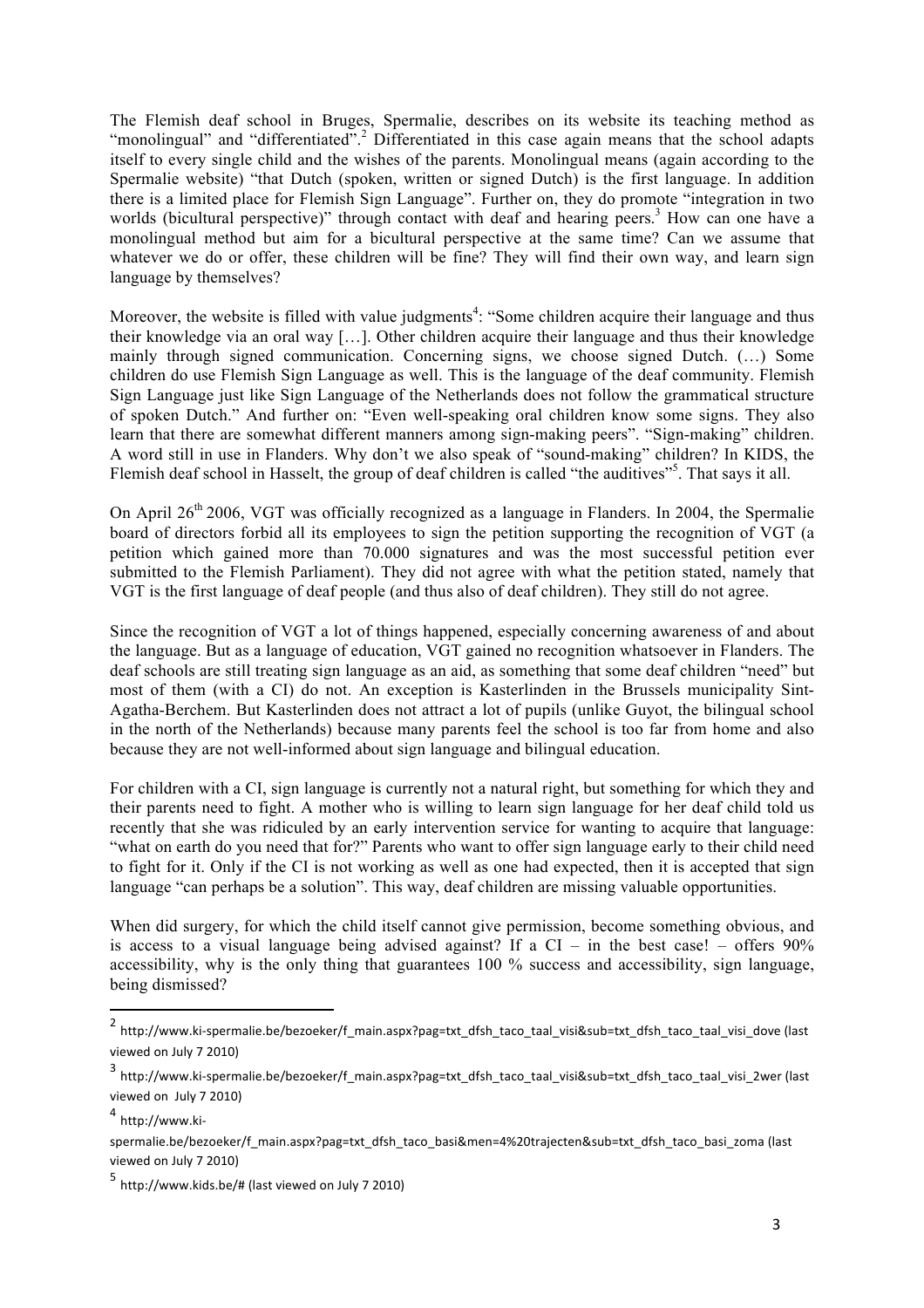The Flemish deaf school in Bruges, Spermalie, describes on its website its teaching method as "monolingual" and "differentiated".[2] Differentiated in this case again means that the school adapts itself to every single child and the wishes of the parents. Monolingual means (again according to the Spermalie website) "that Dutch (spoken, written or signed Dutch) is the first language. In addition there is a limited place for Flemish Sign Language". Further on, they do promote "integration in two worlds (bicultural perspective)" through contact with deaf and hearing peers.[3] How can one have a monolingual method but aim for a bicultural perspective at the same time? Can we assume that whatever we do or offer, these children will be fine? They will find their own way, and learn sign language by themselves?

Moreover, the website is filled with value judgments[4]: "Some children acquire their language and thus their knowledge via an oral way […]. Other children acquire their language and thus their knowledge mainly through signed communication. Concerning signs, we choose signed Dutch. (…) Some children do use Flemish Sign Language as well. This is the language of the deaf community. Flemish Sign Language just like Sign Language of the Netherlands does not follow the grammatical structure of spoken Dutch." And further on: "Even well-speaking oral children know some signs. They also learn that there are somewhat different manners among sign-making peers". "Sign-making" children. A word still in use in Flanders. Why don't we also speak of "sound-making" children? In KIDS, the Flemish deaf school in Hasselt, the group of deaf children is called "the auditives"[5]. That says it all.

On April 26th 2006, VGT was officially recognized as a language in Flanders. In 2004, the Spermalie board of directors forbid all its employees to sign the petition supporting the recognition of VGT (a petition which gained more than 70.000 signatures and was the most successful petition ever submitted to the Flemish Parliament). They did not agree with what the petition stated, namely that VGT is the first language of deaf people (and thus also of deaf children). They still do not agree.

Since the recognition of VGT a lot of things happened, especially concerning awareness of and about the language. But as a language of education, VGT gained no recognition whatsoever in Flanders. The deaf schools are still treating sign language as an aid, as something that some deaf children "need" but most of them (with a CI) do not. An exception is Kasterlinden in the Brussels municipality Sint-Agatha-Berchem. But Kasterlinden does not attract a lot of pupils (unlike Guyot, the bilingual school in the north of the Netherlands) because many parents feel the school is too far from home and also because they are not well-informed about sign language and bilingual education.

For children with a CI, sign language is currently not a natural right, but something for which they and their parents need to fight. A mother who is willing to learn sign language for her deaf child told us recently that she was ridiculed by an early intervention service for wanting to acquire that language: "what on earth do you need that for?" Parents who want to offer sign language early to their child need to fight for it. Only if the CI is not working as well as one had expected, then it is accepted that sign language "can perhaps be a solution". This way, deaf children are missing valuable opportunities.

When did surgery, for which the child itself cannot give permission, become something obvious, and is access to a visual language being advised against? If a CI – in the best case! – offers 90% accessibility, why is the only thing that guarantees 100 % success and accessibility, sign language, being dismissed?

---

[2] http://www.ki-spermalie.be/bezoeker/f_main.aspx?pag=txt_dfsh_taco_taal_visi&sub=txt_dfsh_taco_taal_visi_dove (last viewed on July 7 2010)

[3] http://www.ki-spermalie.be/bezoeker/f_main.aspx?pag=txt_dfsh_taco_taal_visi&sub=txt_dfsh_taco_taal_visi_2wer (last viewed on July 7 2010)

[4] http://www.ki-spermalie.be/bezoeker/f_main.aspx?pag=txt_dfsh_taco_basi&men=4%20trajecten&sub=txt_dfsh_taco_basi_zoma (last viewed on July 7 2010)

[5] http://www.kids.be/# (last viewed on July 7 2010)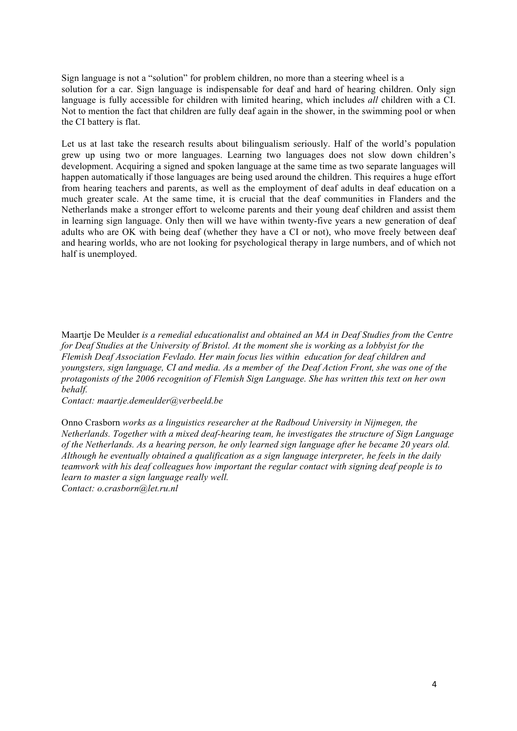Sign language is not a "solution" for problem children, no more than a steering wheel is a solution for a car. Sign language is indispensable for deaf and hard of hearing children. Only sign language is fully accessible for children with limited hearing, which includes *all* children with a CI. Not to mention the fact that children are fully deaf again in the shower, in the swimming pool or when the CI battery is flat.

Let us at last take the research results about bilingualism seriously. Half of the world's population grew up using two or more languages. Learning two languages does not slow down children's development. Acquiring a signed and spoken language at the same time as two separate languages will happen automatically if those languages are being used around the children. This requires a huge effort from hearing teachers and parents, as well as the employment of deaf adults in deaf education on a much greater scale. At the same time, it is crucial that the deaf communities in Flanders and the Netherlands make a stronger effort to welcome parents and their young deaf children and assist them in learning sign language. Only then will we have within twenty-five years a new generation of deaf adults who are OK with being deaf (whether they have a CI or not), who move freely between deaf and hearing worlds, who are not looking for psychological therapy in large numbers, and of which not half is unemployed.

Maartje De Meulder *is a remedial educationalist and obtained an MA in Deaf Studies from the Centre for Deaf Studies at the University of Bristol. At the moment she is working as a lobbyist for the Flemish Deaf Association Fevlado. Her main focus lies within education for deaf children and youngsters, sign language, CI and media. As a member of the Deaf Action Front, she was one of the protagonists of the 2006 recognition of Flemish Sign Language. She has written this text on her own behalf.*
*Contact: maartje.demeulder@verbeeld.be*

Onno Crasborn *works as a linguistics researcher at the Radboud University in Nijmegen, the Netherlands. Together with a mixed deaf-hearing team, he investigates the structure of Sign Language of the Netherlands. As a hearing person, he only learned sign language after he became 20 years old. Although he eventually obtained a qualification as a sign language interpreter, he feels in the daily teamwork with his deaf colleagues how important the regular contact with signing deaf people is to learn to master a sign language really well.*
*Contact: o.crasborn@let.ru.nl*